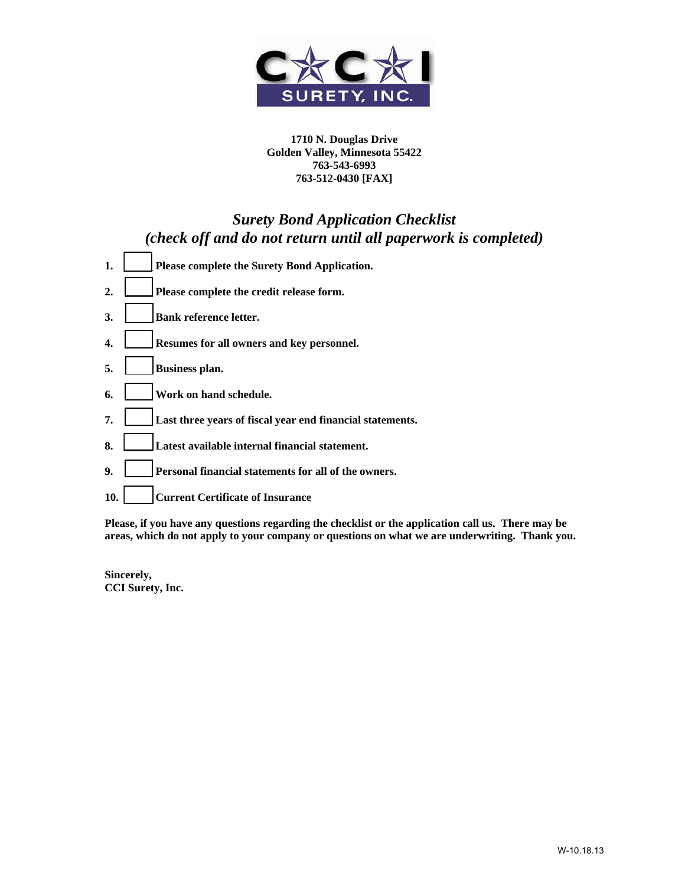CCI SURETY, INC.

**1710 N. Douglas Drive**
**Golden Valley, Minnesota 55422**
**763-543-6993**
**763-512-0430 [FAX]**

## *Surety Bond Application Checklist*
## *(check off and do not return until all paperwork is completed)*

1. ☐ **Please complete the Surety Bond Application.**
2. ☐ **Please complete the credit release form.**
3. ☐ **Bank reference letter.**
4. ☐ **Resumes for all owners and key personnel.**
5. ☐ **Business plan.**
6. ☐ **Work on hand schedule.**
7. ☐ **Last three years of fiscal year end financial statements.**
8. ☐ **Latest available internal financial statement.**
9. ☐ **Personal financial statements for all of the owners.**
10. ☐ **Current Certificate of Insurance**

**Please, if you have any questions regarding the checklist or the application call us. There may be areas, which do not apply to your company or questions on what we are underwriting. Thank you.**

**Sincerely,**
**CCI Surety, Inc.**

W-10.18.13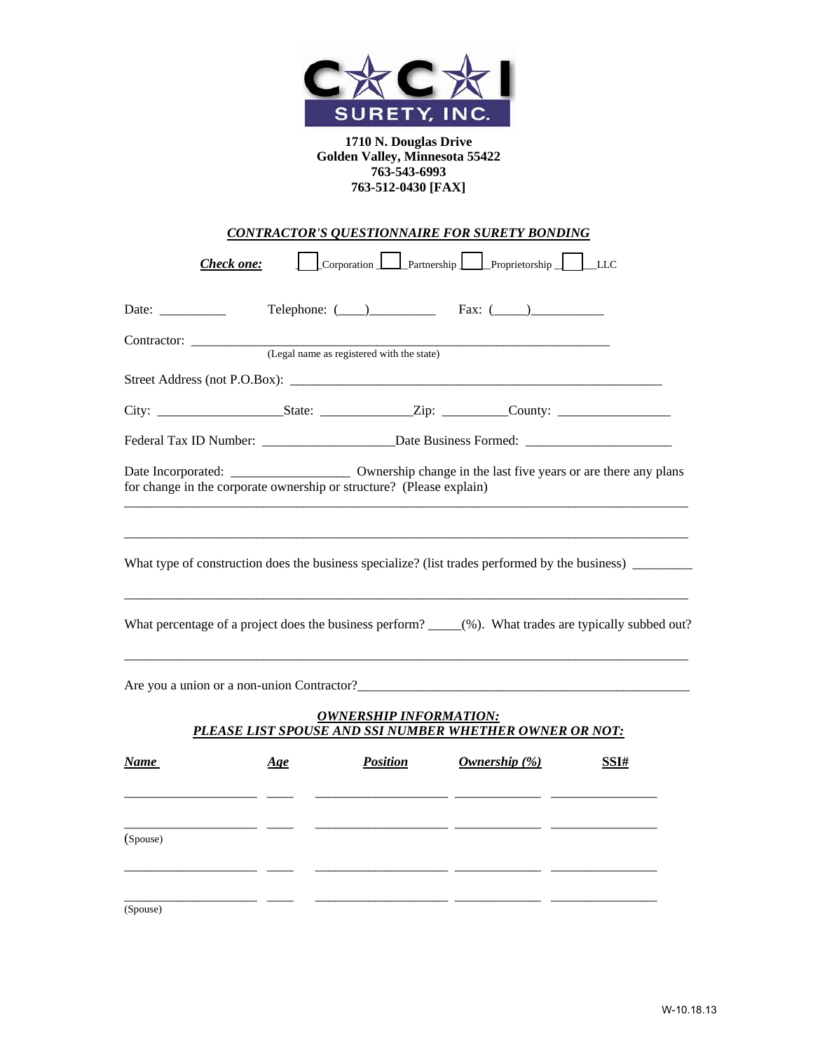**CCI SURETY, INC.**

**1710 N. Douglas Drive**
**Golden Valley, Minnesota 55422**
**763-543-6993**
**763-512-0430 [FAX]**

## ***CONTRACTOR'S QUESTIONNAIRE FOR SURETY BONDING***

***Check one:*** ☐ Corporation ☐ Partnership ☐ Proprietorship ☐ LLC

Date: __________ Telephone: (____)__________ Fax: (_____)___________

Contractor: ____________________________________________________________
(Legal name as registered with the state)

Street Address (not P.O.Box): ________________________________________________

City: ___________________State: ______________Zip: __________County: _________________

Federal Tax ID Number: ____________________Date Business Formed: ______________________

Date Incorporated: __________________ Ownership change in the last five years or are there any plans for change in the corporate ownership or structure? (Please explain)

_____________________________________________________________________________________

_____________________________________________________________________________________

What type of construction does the business specialize? (list trades performed by the business) _________

_____________________________________________________________________________________

What percentage of a project does the business perform? _____(%). What trades are typically subbed out?

_____________________________________________________________________________________

Are you a union or a non-union Contractor?___________________________________________________

### ***OWNERSHIP INFORMATION:***
### ***PLEASE LIST SPOUSE AND SSI NUMBER WHETHER OWNER OR NOT:***

| ***Name*** | ***Age*** | ***Position*** | ***Ownership (%)*** | ***SSI#*** |
|---|---|---|---|---|
| | | | | |
| (Spouse) | | | | |
| | | | | |
| (Spouse) | | | | |

W-10.18.13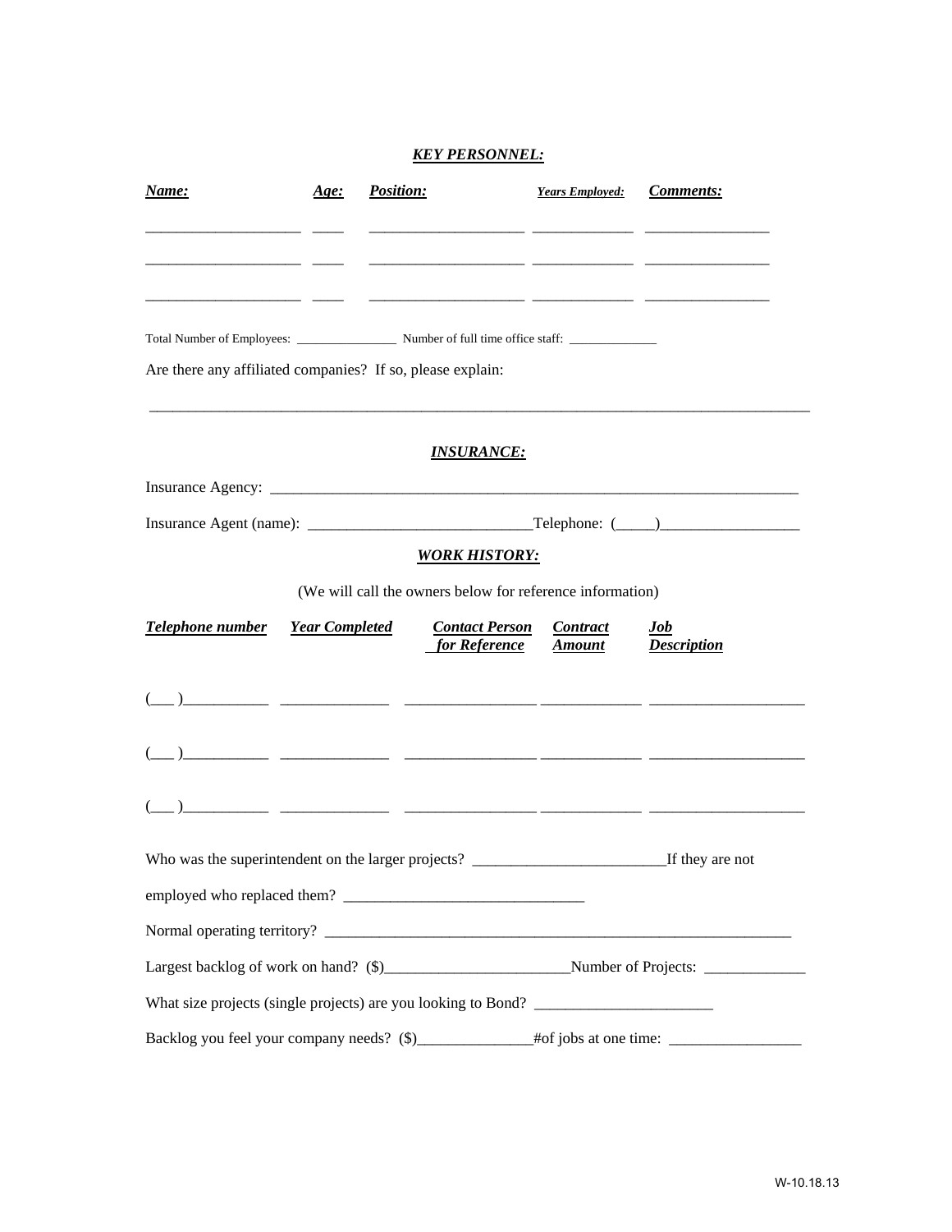## ***KEY PERSONNEL:***

| ***Name:*** | ***Age:*** | ***Position:*** | ***Years Employed:*** | ***Comments:*** |
|---|---|---|---|---|
| ___________________ | ____ | ___________________ | ____________ | _______________ |
| ___________________ | ____ | ___________________ | ____________ | _______________ |
| ___________________ | ____ | ___________________ | ____________ | _______________ |

Total Number of Employees: _______________ Number of full time office staff: _____________

Are there any affiliated companies? If so, please explain:

_________________________________________________________________________________

## ***INSURANCE:***

Insurance Agency: _________________________________________________________________

Insurance Agent (name): ____________________________Telephone: (_____)_________________

## ***WORK HISTORY:***

(We will call the owners below for reference information)

| ***Telephone number*** | ***Year Completed*** | ***Contact Person for Reference*** | ***Contract Amount*** | ***Job Description*** |
|---|---|---|---|---|
| (___ )__________ | _____________ | ________________ | ____________ | ___________________ |
| (___ )__________ | _____________ | ________________ | ____________ | ___________________ |
| (___ )__________ | _____________ | ________________ | ____________ | ___________________ |

Who was the superintendent on the larger projects? ________________________If they are not employed who replaced them? ______________________________

Normal operating territory? ______________________________________________________________

Largest backlog of work on hand? ($)_______________________Number of Projects: ____________

What size projects (single projects) are you looking to Bond? ______________________

Backlog you feel your company needs? ($)______________#of jobs at one time: ________________

W-10.18.13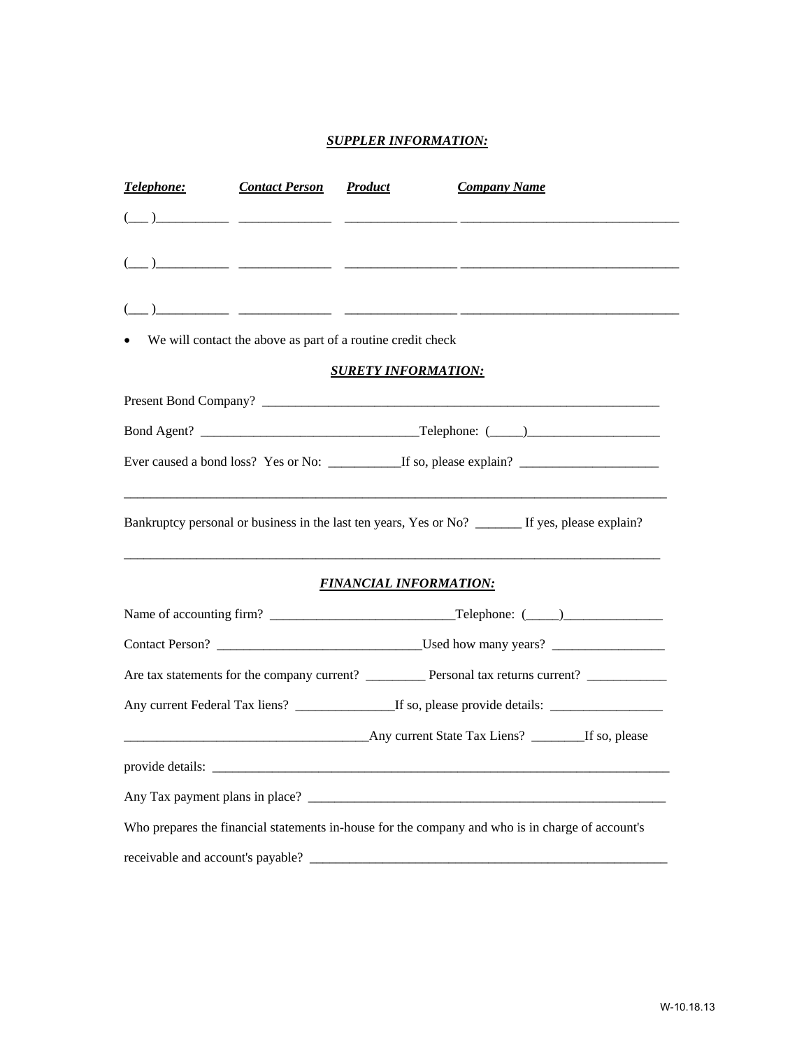### ***SUPPLER INFORMATION:***

| ***Telephone:*** | ***Contact Person*** | ***Product*** | ***Company Name*** |
|---|---|---|---|
| (___ )__________ | _____________ | ________________ | ________________________________ |
| (___ )__________ | _____________ | ________________ | ________________________________ |
| (___ )__________ | _____________ | ________________ | ________________________________ |

- We will contact the above as part of a routine credit check

### ***SURETY INFORMATION:***

Present Bond Company? ______________________________________________________________

Bond Agent? ________________________________Telephone: (_____)____________________

Ever caused a bond loss? Yes or No: __________If so, please explain? _____________________

_______________________________________________________________________________

Bankruptcy personal or business in the last ten years, Yes or No? _______ If yes, please explain?

_______________________________________________________________________________

### ***FINANCIAL INFORMATION:***

Name of accounting firm? ___________________________Telephone: (_____)_______________

Contact Person? ______________________________Used how many years? ________________

Are tax statements for the company current? ________ Personal tax returns current? ___________

Any current Federal Tax liens? ______________If so, please provide details: ________________

___________________________________Any current State Tax Liens? _______If so, please

provide details: _________________________________________________________________

Any Tax payment plans in place? ____________________________________________________

Who prepares the financial statements in-house for the company and who is in charge of account's

receivable and account's payable? ____________________________________________________

W-10.18.13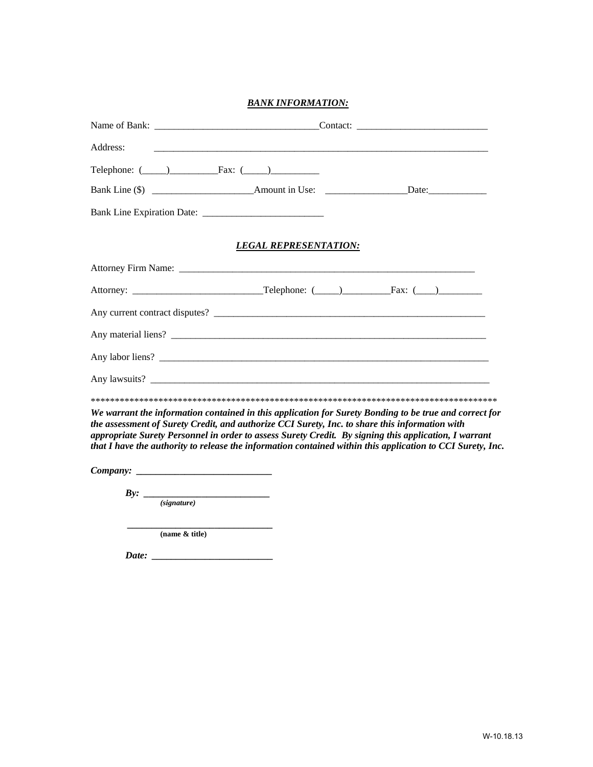## ***BANK INFORMATION:***

Name of Bank: _________________________________Contact: ___________________________

Address: ______________________________________________________________________

Telephone: (_____)__________Fax: (_____)__________

Bank Line ($) _____________________Amount in Use: _________________Date:____________

Bank Line Expiration Date: _________________________

## ***LEGAL REPRESENTATION:***

Attorney Firm Name: ________________________________________________________________

Attorney: __________________________Telephone: (_____)__________Fax: (____)_________

Any current contract disputes? _________________________________________________________

Any material liens? _________________________________________________________________

Any labor liens? ____________________________________________________________________

Any lawsuits? ______________________________________________________________________

*************************************************************************************

***We warrant the information contained in this application for Surety Bonding to be true and correct for the assessment of Surety Credit, and authorize CCI Surety, Inc. to share this information with appropriate Surety Personnel in order to assess Surety Credit. By signing this application, I warrant that I have the authority to release the information contained within this application to CCI Surety, Inc.***

***Company:*** ____________________________

***By:*** __________________________
*(signature)*

______________________________
**(name & title)**

***Date:*** __________________________

W-10.18.13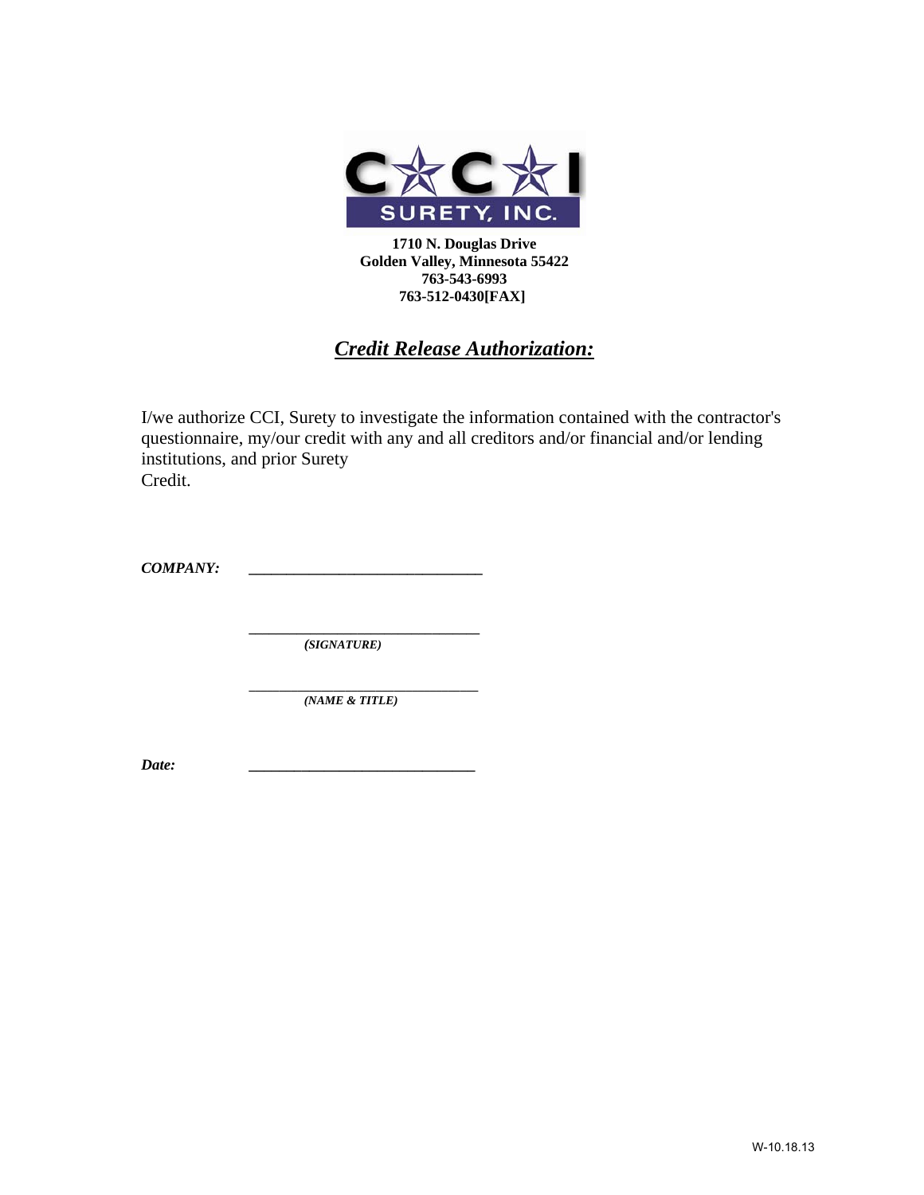CCI SURETY, INC.

**1710 N. Douglas Drive**
**Golden Valley, Minnesota 55422**
**763-543-6993**
**763-512-0430[FAX]**

## ***Credit Release Authorization:***

I/we authorize CCI, Surety to investigate the information contained with the contractor's questionnaire, my/our credit with any and all creditors and/or financial and/or lending institutions, and prior Surety
Credit.

***COMPANY:*** ______________________________

______________________________
***(SIGNATURE)***

______________________________
***(NAME & TITLE)***

***Date:*** ______________________________

W-10.18.13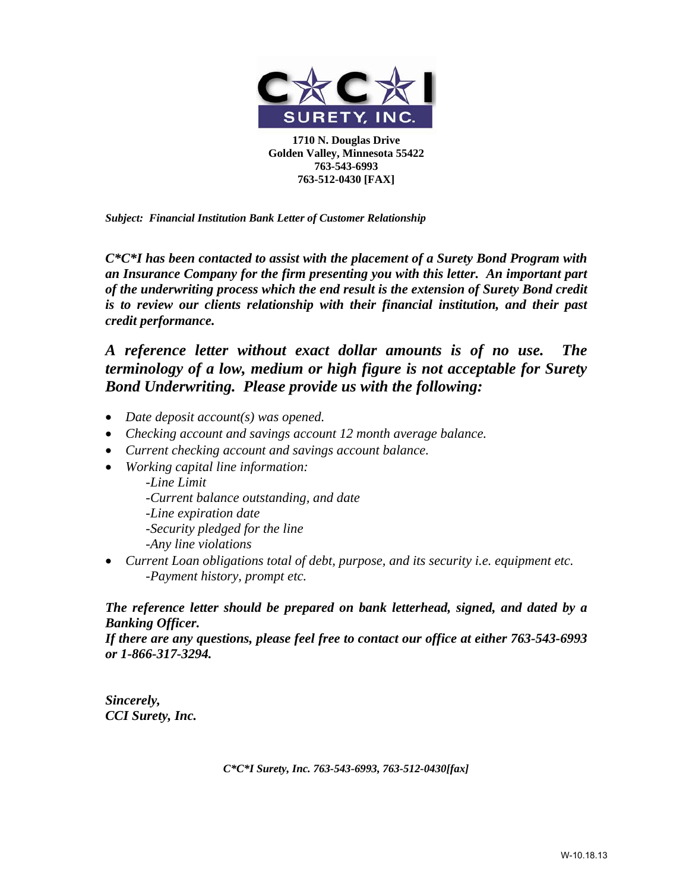**C*C*I SURETY, INC.**

**1710 N. Douglas Drive**
**Golden Valley, Minnesota 55422**
**763-543-6993**
**763-512-0430 [FAX]**

***Subject: Financial Institution Bank Letter of Customer Relationship***

***C*C*I has been contacted to assist with the placement of a Surety Bond Program with an Insurance Company for the firm presenting you with this letter. An important part of the underwriting process which the end result is the extension of Surety Bond credit is to review our clients relationship with their financial institution, and their past credit performance.***

***A reference letter without exact dollar amounts is of no use. The terminology of a low, medium or high figure is not acceptable for Surety Bond Underwriting. Please provide us with the following:***

- *Date deposit account(s) was opened.*
- *Checking account and savings account 12 month average balance.*
- *Current checking account and savings account balance.*
- *Working capital line information:*
  - *-Line Limit*
  - *-Current balance outstanding, and date*
  - *-Line expiration date*
  - *-Security pledged for the line*
  - *-Any line violations*
- *Current Loan obligations total of debt, purpose, and its security i.e. equipment etc.*
  - *-Payment history, prompt etc.*

***The reference letter should be prepared on bank letterhead, signed, and dated by a Banking Officer.***
***If there are any questions, please feel free to contact our office at either 763-543-6993 or 1-866-317-3294.***

***Sincerely,***
***CCI Surety, Inc.***

***C*C*I Surety, Inc. 763-543-6993, 763-512-0430[fax]***

W-10.18.13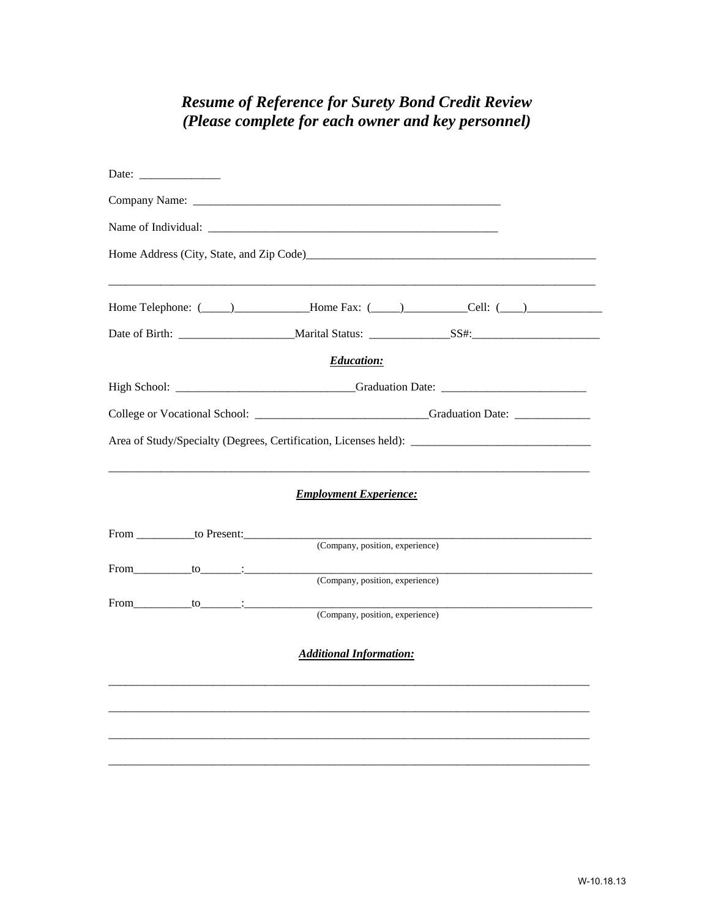# *Resume of Reference for Surety Bond Credit Review*
# *(Please complete for each owner and key personnel)*

Date: ______________

Company Name: ________________________________________________________

Name of Individual: _____________________________________________________

Home Address (City, State, and Zip Code)_____________________________________________________

_____________________________________________________________________________________

Home Telephone: (_____)_____________Home Fax: (_____)___________Cell: (____)_____________

Date of Birth: ____________________Marital Status: ______________SS#:______________________

***Education:***

High School: _______________________________Graduation Date: _________________________

College or Vocational School: ______________________________Graduation Date: _____________

Area of Study/Specialty (Degrees, Certification, Licenses held): _______________________________

_____________________________________________________________________________________

***Employment Experience:***

From __________to Present:_________________________________________________________________
(Company, position, experience)

From__________to_______:__________________________________________________________________
(Company, position, experience)

From__________to_______:__________________________________________________________________
(Company, position, experience)

***Additional Information:***

_____________________________________________________________________________________

_____________________________________________________________________________________

_____________________________________________________________________________________

_____________________________________________________________________________________

W-10.18.13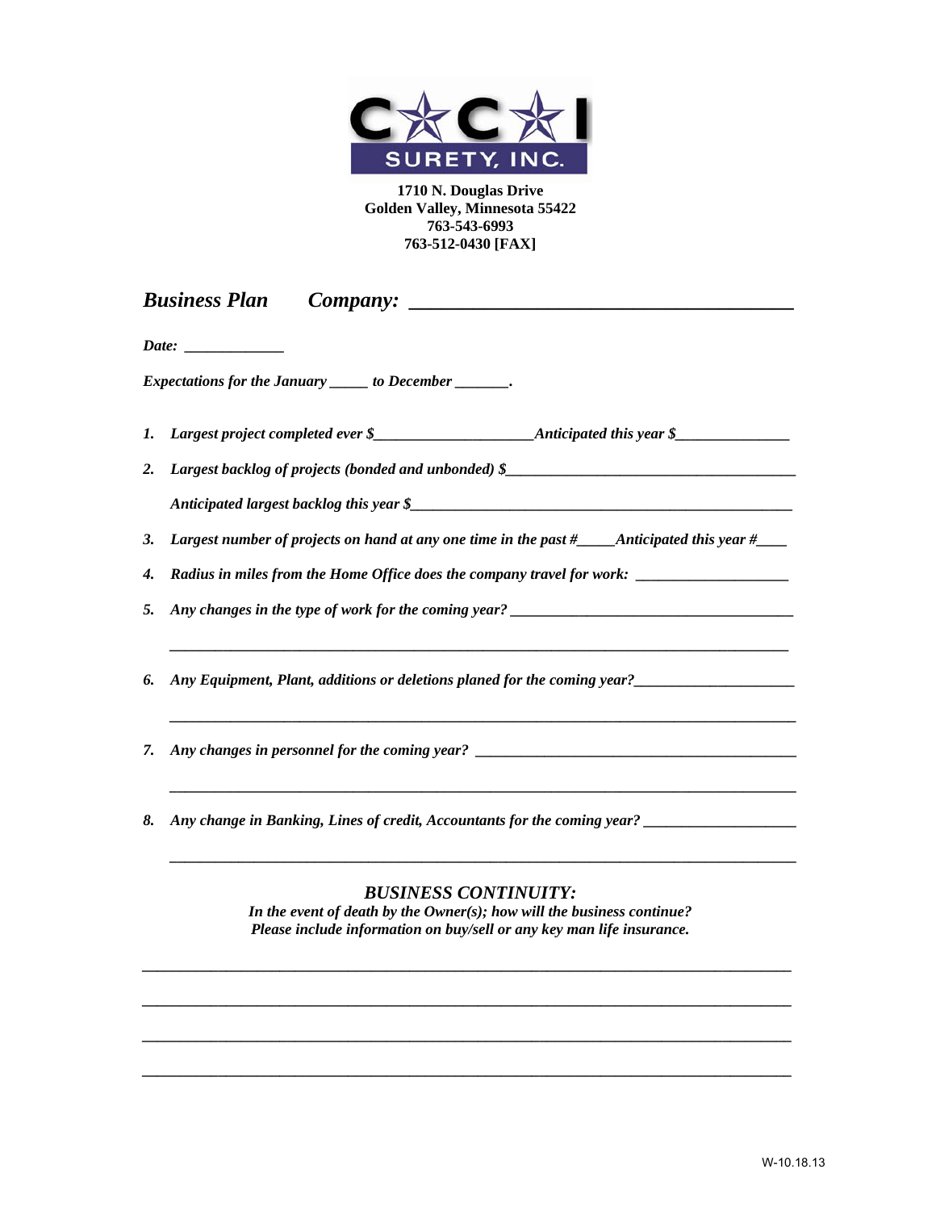CCI SURETY, INC.

**1710 N. Douglas Drive**
**Golden Valley, Minnesota 55422**
**763-543-6993**
**763-512-0430 [FAX]**

***Business Plan*** ***Company: ______________________________________***

***Date:*** ____________

***Expectations for the January _____ to December _______.***

1. ***Largest project completed ever $____________________ Anticipated this year $______________***
2. ***Largest backlog of projects (bonded and unbonded) $_____________________________________***

   ***Anticipated largest backlog this year $__________________________________________________***
3. ***Largest number of projects on hand at any one time in the past #_____ Anticipated this year #____***
4. ***Radius in miles from the Home Office does the company travel for work: ___________________***
5. ***Any changes in the type of work for the coming year? ____________________________________***

   ______________________________________________________________________________
6. ***Any Equipment, Plant, additions or deletions planed for the coming year?____________________***

   ______________________________________________________________________________
7. ***Any changes in personnel for the coming year? _________________________________________***

   ______________________________________________________________________________
8. ***Any change in Banking, Lines of credit, Accountants for the coming year? ___________________***

   ______________________________________________________________________________

## *BUSINESS CONTINUITY:*

***In the event of death by the Owner(s); how will the business continue?***
***Please include information on buy/sell or any key man life insurance.***

______________________________________________________________________________

______________________________________________________________________________

______________________________________________________________________________

______________________________________________________________________________

W-10.18.13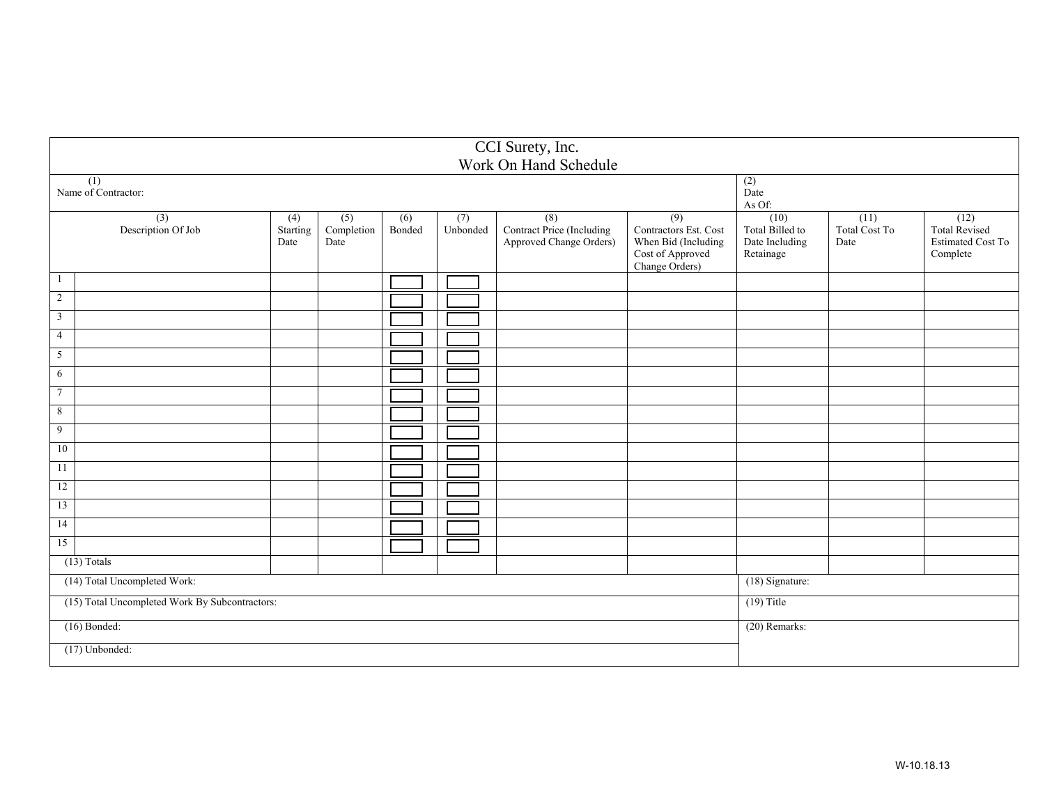# CCI Surety, Inc.
## Work On Hand Schedule

| (1) Name of Contractor: | | | | | | | (2) Date As Of: | | |
|---|---|---|---|---|---|---|---|---|---|
| (3) Description Of Job | (4) Starting Date | (5) Completion Date | (6) Bonded | (7) Unbonded | (8) Contract Price (Including Approved Change Orders) | (9) Contractors Est. Cost When Bid (Including Cost of Approved Change Orders) | (10) Total Billed to Date Including Retainage | (11) Total Cost To Date | (12) Total Revised Estimated Cost To Complete |
| 1 | | | ☐ | ☐ | | | | | |
| 2 | | | ☐ | ☐ | | | | | |
| 3 | | | ☐ | ☐ | | | | | |
| 4 | | | ☐ | ☐ | | | | | |
| 5 | | | ☐ | ☐ | | | | | |
| 6 | | | ☐ | ☐ | | | | | |
| 7 | | | ☐ | ☐ | | | | | |
| 8 | | | ☐ | ☐ | | | | | |
| 9 | | | ☐ | ☐ | | | | | |
| 10 | | | ☐ | ☐ | | | | | |
| 11 | | | ☐ | ☐ | | | | | |
| 12 | | | ☐ | ☐ | | | | | |
| 13 | | | ☐ | ☐ | | | | | |
| 14 | | | ☐ | ☐ | | | | | |
| 15 | | | ☐ | ☐ | | | | | |
| (13) Totals | | | | | | | | | |
| (14) Total Uncompleted Work: | | | | | | | (18) Signature: | | |
| (15) Total Uncompleted Work By Subcontractors: | | | | | | | (19) Title | | |
| (16) Bonded: | | | | | | | (20) Remarks: | | |
| (17) Unbonded: | | | | | | | | | |

W-10.18.13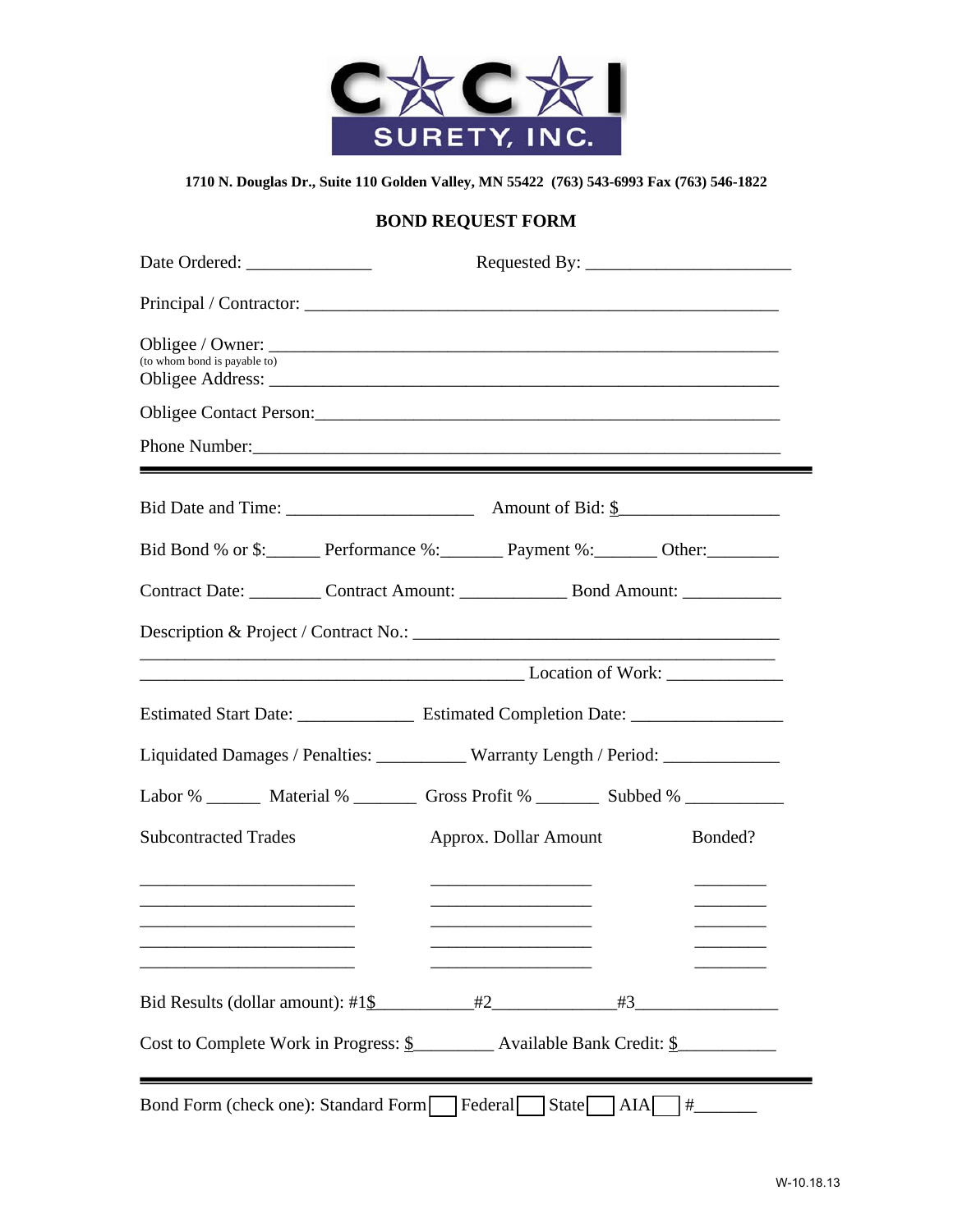CCI SURETY, INC.

**1710 N. Douglas Dr., Suite 110 Golden Valley, MN 55422 (763) 543-6993 Fax (763) 546-1822**

## BOND REQUEST FORM

Date Ordered: ______________ Requested By: _______________________

Principal / Contractor: _____________________________________________________

Obligee / Owner: ________________________________________________________
(to whom bond is payable to)
Obligee Address: ________________________________________________________

Obligee Contact Person:____________________________________________________

Phone Number:__________________________________________________________

---

Bid Date and Time: _____________________ Amount of Bid: $_________________

Bid Bond % or $:______ Performance %:_______ Payment %:_______ Other:________

Contract Date: ________ Contract Amount: ____________ Bond Amount: ___________

Description & Project / Contract No.: _________________________________________

_____________________________________________________________________

___________________________________________ Location of Work: _____________

Estimated Start Date: _____________ Estimated Completion Date: ________________

Liquidated Damages / Penalties: __________ Warranty Length / Period: _____________

Labor % ______ Material % _______ Gross Profit % _______ Subbed % ___________

| Subcontracted Trades | Approx. Dollar Amount | Bonded? |
|---|---|---|
| ________________________ | __________________ | ________ |
| ________________________ | __________________ | ________ |
| ________________________ | __________________ | ________ |
| ________________________ | __________________ | ________ |
| ________________________ | __________________ | ________ |

Bid Results (dollar amount): #1$___________#2______________#3________________

Cost to Complete Work in Progress: $_________ Available Bank Credit: $___________

---

Bond Form (check one): Standard Form ☐ Federal ☐ State ☐ AIA ☐ #_______

W-10.18.13